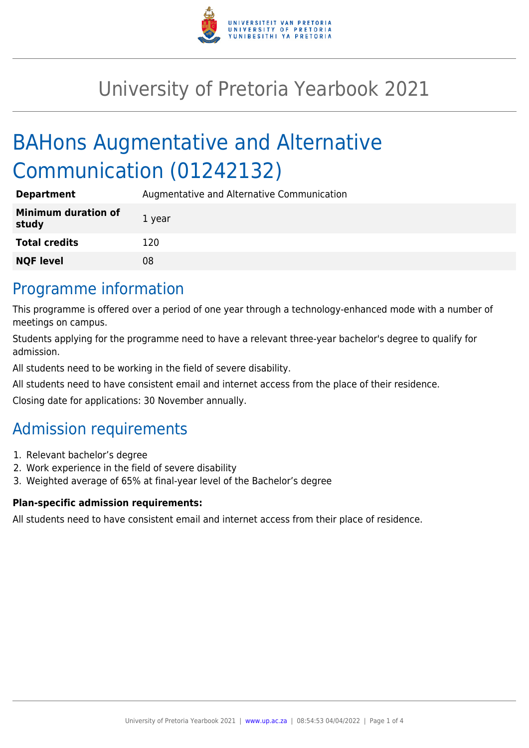# University of Pretoria Yearbook 2021

# BAHons Augmentative and Alternative Communication (01242132)

| **Department** | Augmentative and Alternative Communication |
|---|---|
| **Minimum duration of study** | 1 year |
| **Total credits** | 120 |
| **NQF level** | 08 |

## Programme information

This programme is offered over a period of one year through a technology-enhanced mode with a number of meetings on campus.

Students applying for the programme need to have a relevant three-year bachelor's degree to qualify for admission.

All students need to be working in the field of severe disability.

All students need to have consistent email and internet access from the place of their residence.

Closing date for applications: 30 November annually.

## Admission requirements

1. Relevant bachelor’s degree
2. Work experience in the field of severe disability
3. Weighted average of 65% at final-year level of the Bachelor’s degree

**Plan-specific admission requirements:**

All students need to have consistent email and internet access from their place of residence.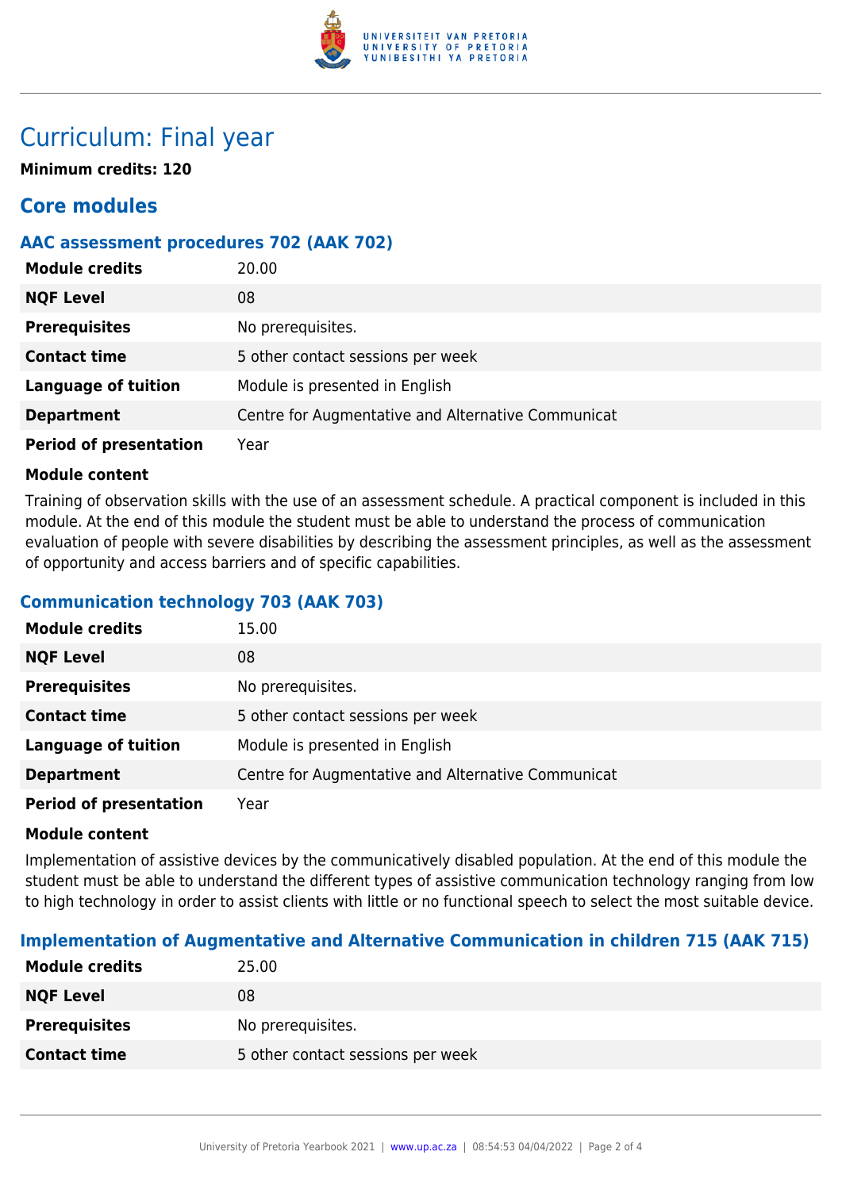# Curriculum: Final year

**Minimum credits: 120**

## Core modules

### AAC assessment procedures 702 (AAK 702)

| | |
|---|---|
| **Module credits** | 20.00 |
| **NQF Level** | 08 |
| **Prerequisites** | No prerequisites. |
| **Contact time** | 5 other contact sessions per week |
| **Language of tuition** | Module is presented in English |
| **Department** | Centre for Augmentative and Alternative Communicat |
| **Period of presentation** | Year |

**Module content**

Training of observation skills with the use of an assessment schedule. A practical component is included in this module. At the end of this module the student must be able to understand the process of communication evaluation of people with severe disabilities by describing the assessment principles, as well as the assessment of opportunity and access barriers and of specific capabilities.

### Communication technology 703 (AAK 703)

| | |
|---|---|
| **Module credits** | 15.00 |
| **NQF Level** | 08 |
| **Prerequisites** | No prerequisites. |
| **Contact time** | 5 other contact sessions per week |
| **Language of tuition** | Module is presented in English |
| **Department** | Centre for Augmentative and Alternative Communicat |
| **Period of presentation** | Year |

**Module content**

Implementation of assistive devices by the communicatively disabled population. At the end of this module the student must be able to understand the different types of assistive communication technology ranging from low to high technology in order to assist clients with little or no functional speech to select the most suitable device.

### Implementation of Augmentative and Alternative Communication in children 715 (AAK 715)

| | |
|---|---|
| **Module credits** | 25.00 |
| **NQF Level** | 08 |
| **Prerequisites** | No prerequisites. |
| **Contact time** | 5 other contact sessions per week |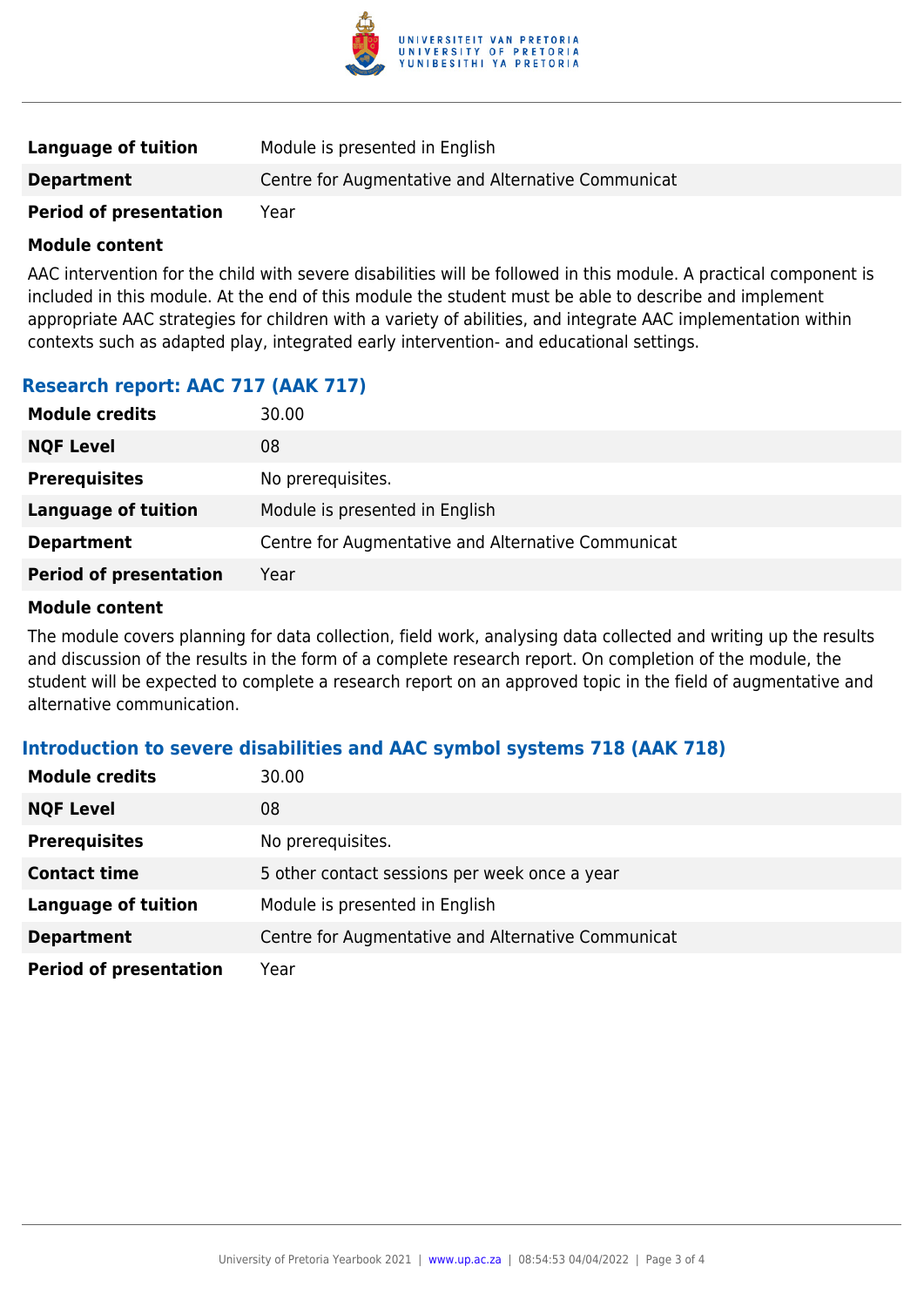| | |
|---|---|
| **Language of tuition** | Module is presented in English |
| **Department** | Centre for Augmentative and Alternative Communicat |
| **Period of presentation** | Year |

**Module content**

AAC intervention for the child with severe disabilities will be followed in this module. A practical component is included in this module. At the end of this module the student must be able to describe and implement appropriate AAC strategies for children with a variety of abilities, and integrate AAC implementation within contexts such as adapted play, integrated early intervention- and educational settings.

### Research report: AAC 717 (AAK 717)

| | |
|---|---|
| **Module credits** | 30.00 |
| **NQF Level** | 08 |
| **Prerequisites** | No prerequisites. |
| **Language of tuition** | Module is presented in English |
| **Department** | Centre for Augmentative and Alternative Communicat |
| **Period of presentation** | Year |

**Module content**

The module covers planning for data collection, field work, analysing data collected and writing up the results and discussion of the results in the form of a complete research report. On completion of the module, the student will be expected to complete a research report on an approved topic in the field of augmentative and alternative communication.

### Introduction to severe disabilities and AAC symbol systems 718 (AAK 718)

| | |
|---|---|
| **Module credits** | 30.00 |
| **NQF Level** | 08 |
| **Prerequisites** | No prerequisites. |
| **Contact time** | 5 other contact sessions per week once a year |
| **Language of tuition** | Module is presented in English |
| **Department** | Centre for Augmentative and Alternative Communicat |
| **Period of presentation** | Year |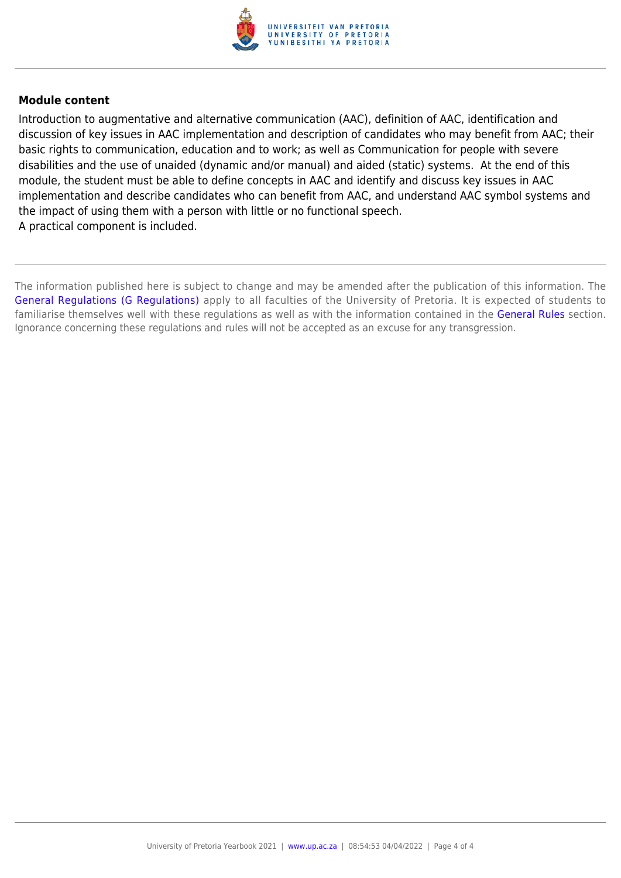**Module content**

Introduction to augmentative and alternative communication (AAC), definition of AAC, identification and discussion of key issues in AAC implementation and description of candidates who may benefit from AAC; their basic rights to communication, education and to work; as well as Communication for people with severe disabilities and the use of unaided (dynamic and/or manual) and aided (static) systems.  At the end of this module, the student must be able to define concepts in AAC and identify and discuss key issues in AAC implementation and describe candidates who can benefit from AAC, and understand AAC symbol systems and the impact of using them with a person with little or no functional speech.
A practical component is included.

The information published here is subject to change and may be amended after the publication of this information. The General Regulations (G Regulations) apply to all faculties of the University of Pretoria. It is expected of students to familiarise themselves well with these regulations as well as with the information contained in the General Rules section. Ignorance concerning these regulations and rules will not be accepted as an excuse for any transgression.